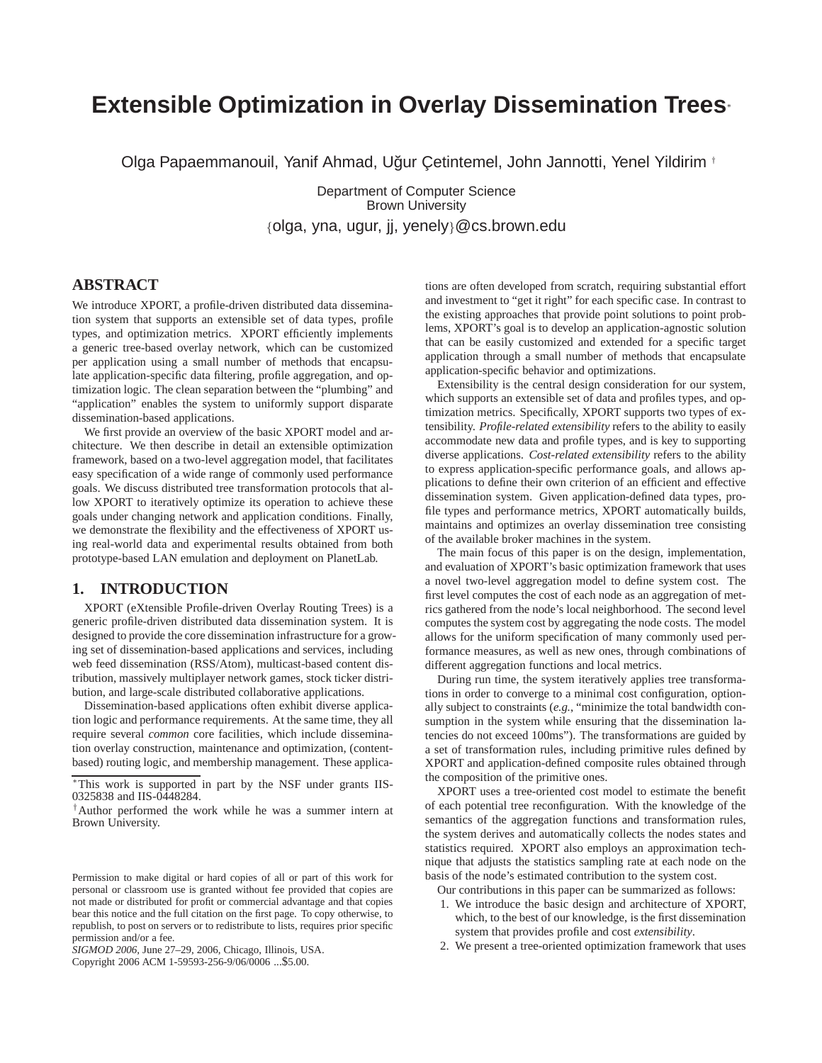# Extensible Optimization in Overlay Dissemination Trees*

Olga Papaemmanouil, Yanif Ahmad, Uğur Çetintemel, John Jannotti, Yenel Yildirim †

Department of Computer Science
Brown University

{olga, yna, ugur, jj, yenely}@cs.brown.edu

## ABSTRACT

We introduce XPORT, a profile-driven distributed data dissemination system that supports an extensible set of data types, profile types, and optimization metrics. XPORT efficiently implements a generic tree-based overlay network, which can be customized per application using a small number of methods that encapsulate application-specific data filtering, profile aggregation, and optimization logic. The clean separation between the "plumbing" and "application" enables the system to uniformly support disparate dissemination-based applications.

We first provide an overview of the basic XPORT model and architecture. We then describe in detail an extensible optimization framework, based on a two-level aggregation model, that facilitates easy specification of a wide range of commonly used performance goals. We discuss distributed tree transformation protocols that allow XPORT to iteratively optimize its operation to achieve these goals under changing network and application conditions. Finally, we demonstrate the flexibility and the effectiveness of XPORT using real-world data and experimental results obtained from both prototype-based LAN emulation and deployment on PlanetLab.

## 1. INTRODUCTION

XPORT (eXtensible Profile-driven Overlay Routing Trees) is a generic profile-driven distributed data dissemination system. It is designed to provide the core dissemination infrastructure for a growing set of dissemination-based applications and services, including web feed dissemination (RSS/Atom), multicast-based content distribution, massively multiplayer network games, stock ticker distribution, and large-scale distributed collaborative applications.

Dissemination-based applications often exhibit diverse application logic and performance requirements. At the same time, they all require several *common* core facilities, which include dissemination overlay construction, maintenance and optimization, (content-based) routing logic, and membership management. These applications are often developed from scratch, requiring substantial effort and investment to "get it right" for each specific case. In contrast to the existing approaches that provide point solutions to point problems, XPORT's goal is to develop an application-agnostic solution that can be easily customized and extended for a specific target application through a small number of methods that encapsulate application-specific behavior and optimizations.

Extensibility is the central design consideration for our system, which supports an extensible set of data and profiles types, and optimization metrics. Specifically, XPORT supports two types of extensibility. *Profile-related extensibility* refers to the ability to easily accommodate new data and profile types, and is key to supporting diverse applications. *Cost-related extensibility* refers to the ability to express application-specific performance goals, and allows applications to define their own criterion of an efficient and effective dissemination system. Given application-defined data types, profile types and performance metrics, XPORT automatically builds, maintains and optimizes an overlay dissemination tree consisting of the available broker machines in the system.

The main focus of this paper is on the design, implementation, and evaluation of XPORT's basic optimization framework that uses a novel two-level aggregation model to define system cost. The first level computes the cost of each node as an aggregation of metrics gathered from the node's local neighborhood. The second level computes the system cost by aggregating the node costs. The model allows for the uniform specification of many commonly used performance measures, as well as new ones, through combinations of different aggregation functions and local metrics.

During run time, the system iteratively applies tree transformations in order to converge to a minimal cost configuration, optionally subject to constraints (*e.g.*, "minimize the total bandwidth consumption in the system while ensuring that the dissemination latencies do not exceed 100ms"). The transformations are guided by a set of transformation rules, including primitive rules defined by XPORT and application-defined composite rules obtained through the composition of the primitive ones.

XPORT uses a tree-oriented cost model to estimate the benefit of each potential tree reconfiguration. With the knowledge of the semantics of the aggregation functions and transformation rules, the system derives and automatically collects the nodes states and statistics required. XPORT also employs an approximation technique that adjusts the statistics sampling rate at each node on the basis of the node's estimated contribution to the system cost.

Our contributions in this paper can be summarized as follows:

1. We introduce the basic design and architecture of XPORT, which, to the best of our knowledge, is the first dissemination system that provides profile and cost *extensibility*.
2. We present a tree-oriented optimization framework that uses

*This work is supported in part by the NSF under grants IIS-0325838 and IIS-0448284.

†Author performed the work while he was a summer intern at Brown University.

Permission to make digital or hard copies of all or part of this work for personal or classroom use is granted without fee provided that copies are not made or distributed for profit or commercial advantage and that copies bear this notice and the full citation on the first page. To copy otherwise, to republish, to post on servers or to redistribute to lists, requires prior specific permission and/or a fee.
*SIGMOD 2006*, June 27–29, 2006, Chicago, Illinois, USA.
Copyright 2006 ACM 1-59593-256-9/06/0006 ...$5.00.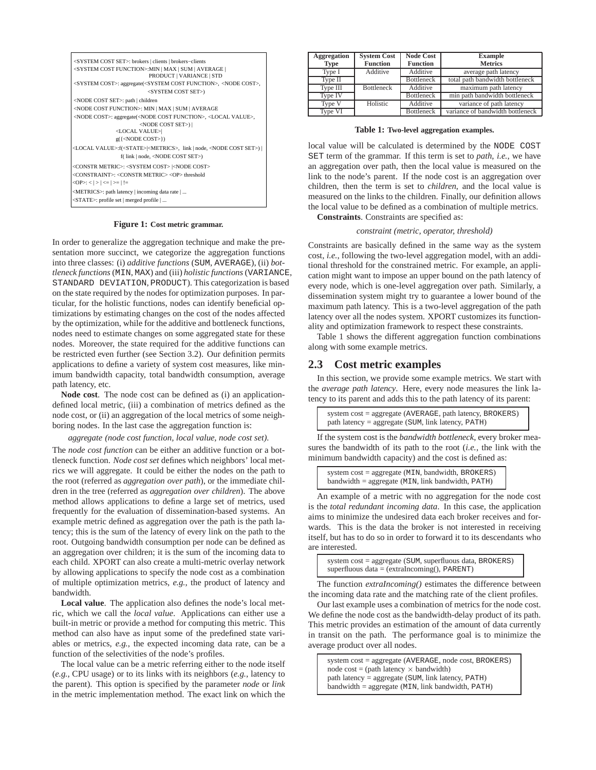```
<SYSTEM COST SET>: brokers | clients | brokers−clients
<SYSTEM COST FUNCTION>:MIN | MAX | SUM | AVERAGE |
                        PRODUCT | VARIANCE | STD
<SYSTEM COST>: aggregate(<SYSTEM COST FUNCTION>, <NODE COST>,
                        <SYSTEM COST SET>)
<NODE COST SET>: path | children
<NODE COST FUNCTION>: MIN | MAX | SUM | AVERAGE
<NODE COST>: aggregate(<NODE COST FUNCTION>, <LOCAL VALUE>,
                        <NODE COST SET>) |
             <LOCAL VALUE>|
             g({<NODE COST>})
<LOCAL VALUE>:f(<STATE>|<METRICS>, link | node, <NODE COST SET>) |
              f( link | node, <NODE COST SET>)
<CONSTR METRIC>: <SYSTEM COST> |<NODE COST>
<CONSTRAINT>: <CONSTR METRIC> <OP> threshold
<OP>: < | > | <= | >= | !=
<METRICS>: path latency | incoming data rate | ...
<STATE>: profile set | merged profile | ...
```

**Figure 1: Cost metric grammar.**

In order to generalize the aggregation technique and make the presentation more succinct, we categorize the aggregation functions into three classes: (i) *additive functions* (SUM, AVERAGE), (ii) *bottleneck functions* (MIN, MAX) and (iii) *holistic functions* (VARIANCE, STANDARD DEVIATION, PRODUCT). This categorization is based on the state required by the nodes for optimization purposes. In particular, for the holistic functions, nodes can identify beneficial optimizations by estimating changes on the cost of the nodes affected by the optimization, while for the additive and bottleneck functions, nodes need to estimate changes on some aggregated state for these nodes. Moreover, the state required for the additive functions can be restricted even further (see Section 3.2). Our definition permits applications to define a variety of system cost measures, like minimum bandwidth capacity, total bandwidth consumption, average path latency, etc.

**Node cost**. The node cost can be defined as (i) an application-defined local metric, (iii) a combination of metrics defined as the node cost, or (ii) an aggregation of the local metrics of some neighboring nodes. In the last case the aggregation function is:

*aggregate (node cost function, local value, node cost set).*

The *node cost function* can be either an additive function or a bottleneck function. *Node cost set* defines which neighbors' local metrics we will aggregate. It could be either the nodes on the path to the root (referred as *aggregation over path*), or the immediate children in the tree (referred as *aggregation over children*). The above method allows applications to define a large set of metrics, used frequently for the evaluation of dissemination-based systems. An example metric defined as aggregation over the path is the path latency; this is the sum of the latency of every link on the path to the root. Outgoing bandwidth consumption per node can be defined as an aggregation over children; it is the sum of the incoming data to each child. XPORT can also create a multi-metric overlay network by allowing applications to specify the node cost as a combination of multiple optimization metrics, *e.g.,* the product of latency and bandwidth.

**Local value**. The application also defines the node's local metric, which we call the *local value*. Applications can either use a built-in metric or provide a method for computing this metric. This method can also have as input some of the predefined state variables or metrics, *e.g.,* the expected incoming data rate, can be a function of the selectivities of the node's profiles.

The local value can be a metric referring either to the node itself (*e.g.,* CPU usage) or to its links with its neighbors (*e.g.,* latency to the parent). This option is specified by the parameter *node* or *link* in the metric implementation method. The exact link on which the local value will be calculated is determined by the NODE COST SET term of the grammar. If this term is set to *path*, *i.e.,* we have an aggregation over path, then the local value is measured on the link to the node's parent. If the node cost is an aggregation over children, then the term is set to *children*, and the local value is measured on the links to the children. Finally, our definition allows the local value to be defined as a combination of multiple metrics.

| Aggregation Type | System Cost Function | Node Cost Function | Example Metrics |
|---|---|---|---|
| Type I | Additive | Additive | average path latency |
| Type II | | Bottleneck | total path bandwidth bottleneck |
| Type III | Bottleneck | Additive | maximum path latency |
| Type IV | | Bottleneck | min path bandwidth bottleneck |
| Type V | Holistic | Additive | variance of path latency |
| Type VI | | Bottleneck | variance of bandwidth bottleneck |

**Table 1: Two-level aggregation examples.**

**Constraints**. Constraints are specified as:

*constraint (metric, operator, threshold)*

Constraints are basically defined in the same way as the system cost, *i.e.,* following the two-level aggregation model, with an additional threshold for the constrained metric. For example, an application might want to impose an upper bound on the path latency of every node, which is one-level aggregation over path. Similarly, a dissemination system might try to guarantee a lower bound of the maximum path latency. This is a two-level aggregation of the path latency over all the nodes system. XPORT customizes its functionality and optimization framework to respect these constraints.

Table 1 shows the different aggregation function combinations along with some example metrics.

## 2.3 Cost metric examples

In this section, we provide some example metrics. We start with the *average path latency*. Here, every node measures the link latency to its parent and adds this to the path latency of its parent:

```
system cost = aggregate (AVERAGE, path latency, BROKERS)
path latency = aggregate (SUM, link latency, PATH)
```

If the system cost is the *bandwidth bottleneck*, every broker measures the bandwidth of its path to the root (*i.e.,* the link with the minimum bandwidth capacity) and the cost is defined as:

```
system cost = aggregate (MIN, bandwidth, BROKERS)
bandwidth = aggregate (MIN, link bandwidth, PATH)
```

An example of a metric with no aggregation for the node cost is the *total redundant incoming data*. In this case, the application aims to minimize the undesired data each broker receives and forwards. This is the data the broker is not interested in receiving itself, but has to do so in order to forward it to its descendants who are interested.

```
system cost = aggregate (SUM, superfluous data, BROKERS)
superfluous data = (extraIncoming(), PARENT)
```

The function *extraIncoming()* estimates the difference between the incoming data rate and the matching rate of the client profiles.

Our last example uses a combination of metrics for the node cost. We define the node cost as the bandwidth-delay product of its path. This metric provides an estimation of the amount of data currently in transit on the path. The performance goal is to minimize the average product over all nodes.

```
system cost = aggregate (AVERAGE, node cost, BROKERS)
node cost = (path latency × bandwidth)
path latency = aggregate (SUM, link latency, PATH)
bandwidth = aggregate (MIN, link bandwidth, PATH)
```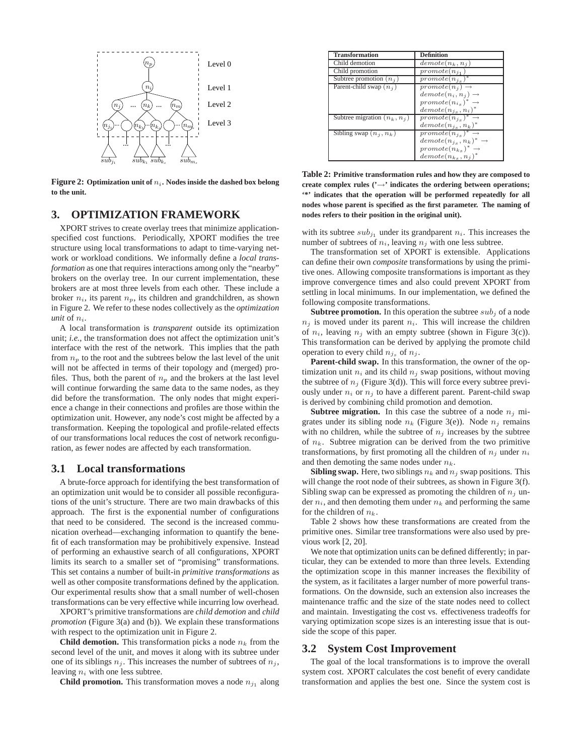Figure 2: Optimization unit of $n_i$. Nodes inside the dashed box belong to the unit.

## 3. OPTIMIZATION FRAMEWORK

XPORT strives to create overlay trees that minimize application-specified cost functions. Periodically, XPORT modifies the tree structure using local transformations to adapt to time-varying network or workload conditions. We informally define a *local transformation* as one that requires interactions among only the "nearby" brokers on the overlay tree. In our current implementation, these brokers are at most three levels from each other. These include a broker $n_i$, its parent $n_p$, its children and grandchildren, as shown in Figure 2. We refer to these nodes collectively as the *optimization unit* of $n_i$.

A local transformation is *transparent* outside its optimization unit; *i.e.*, the transformation does not affect the optimization unit's interface with the rest of the network. This implies that the path from $n_p$ to the root and the subtrees below the last level of the unit will not be affected in terms of their topology and (merged) profiles. Thus, both the parent of $n_p$ and the brokers at the last level will continue forwarding the same data to the same nodes, as they did before the transformation. The only nodes that might experience a change in their connections and profiles are those within the optimization unit. However, any node's cost might be affected by a transformation. Keeping the topological and profile-related effects of our transformations local reduces the cost of network reconfiguration, as fewer nodes are affected by each transformation.

### 3.1 Local transformations

A brute-force approach for identifying the best transformation of an optimization unit would be to consider all possible reconfigurations of the unit's structure. There are two main drawbacks of this approach. The first is the exponential number of configurations that need to be considered. The second is the increased communication overhead—exchanging information to quantify the benefit of each transformation may be prohibitively expensive. Instead of performing an exhaustive search of all configurations, XPORT limits its search to a smaller set of "promising" transformations. This set contains a number of built-in *primitive transformations* as well as other composite transformations defined by the application. Our experimental results show that a small number of well-chosen transformations can be very effective while incurring low overhead.

XPORT's primitive transformations are *child demotion* and *child promotion* (Figure 3(a) and (b)). We explain these transformations with respect to the optimization unit in Figure 2.

**Child demotion.** This transformation picks a node $n_k$ from the second level of the unit, and moves it along with its subtree under one of its siblings $n_j$. This increases the number of subtrees of $n_j$, leaving $n_i$ with one less subtree.

**Child promotion.** This transformation moves a node $n_{j_1}$ along with its subtree $sub_{j_1}$ under its grandparent $n_i$. This increases the number of subtrees of $n_i$, leaving $n_j$ with one less subtree.

| Transformation | Definition |
|---|---|
| Child demotion | $demote(n_k, n_j)$ |
| Child promotion | $promote(n_{j_1})$ |
| Subtree promotion ($n_j$) | $promote(n_{j_s})^*$ |
| Parent-child swap ($n_j$) | $promote(n_j) \rightarrow$ $demote(n_i, n_j) \rightarrow$ $promote(n_{i_s})^* \rightarrow$ $demote(n_{j_s}, n_i)^*$ |
| Subtree migration ($n_k, n_j$) | $promote(n_{j_s})^* \rightarrow$ $demote(n_{j_s}, n_k)^*$ |
| Sibling swap ($n_j, n_k$) | $promote(n_{j_s})^* \rightarrow$ $demote(n_{j_s}, n_k)^* \rightarrow$ $promote(n_{k_s})^* \rightarrow$ $demote(n_{k_s}, n_j)^*$ |

**Table 2: Primitive transformation rules and how they are composed to create complex rules ('→' indicates the ordering between operations; '*' indicates that the operation will be performed repeatedly for all nodes whose parent is specified as the first parameter. The naming of nodes refers to their position in the original unit).**

The transformation set of XPORT is extensible. Applications can define their own *composite* transformations by using the primitive ones. Allowing composite transformations is important as they improve convergence times and also could prevent XPORT from settling in local minimums. In our implementation, we defined the following composite transformations.

**Subtree promotion.** In this operation the subtree $sub_j$ of a node $n_j$ is moved under its parent $n_i$. This will increase the children of $n_i$, leaving $n_j$ with an empty subtree (shown in Figure 3(c)). This transformation can be derived by applying the promote child operation to every child $n_{j_s}$ of $n_j$.

**Parent-child swap.** In this transformation, the owner of the optimization unit $n_i$ and its child $n_j$ swap positions, without moving the subtree of $n_j$ (Figure 3(d)). This will force every subtree previously under $n_i$ or $n_j$ to have a different parent. Parent-child swap is derived by combining child promotion and demotion.

**Subtree migration.** In this case the subtree of a node $n_j$ migrates under its sibling node $n_k$ (Figure 3(e)). Node $n_j$ remains with no children, while the subtree of $n_j$ increases by the subtree of $n_k$. Subtree migration can be derived from the two primitive transformations, by first promoting all the children of $n_j$ under $n_i$ and then demoting the same nodes under $n_k$.

**Sibling swap.** Here, two siblings $n_k$ and $n_j$ swap positions. This will change the root node of their subtrees, as shown in Figure 3(f). Sibling swap can be expressed as promoting the children of $n_j$ under $n_i$, and then demoting them under $n_k$ and performing the same for the children of $n_k$.

Table 2 shows how these transformations are created from the primitive ones. Similar tree transformations were also used by previous work [2, 20].

We note that optimization units can be defined differently; in particular, they can be extended to more than three levels. Extending the optimization scope in this manner increases the flexibility of the system, as it facilitates a larger number of more powerful transformations. On the downside, such an extension also increases the maintenance traffic and the size of the state nodes need to collect and maintain. Investigating the cost vs. effectiveness tradeoffs for varying optimization scope sizes is an interesting issue that is outside the scope of this paper.

### 3.2 System Cost Improvement

The goal of the local transformations is to improve the overall system cost. XPORT calculates the cost benefit of every candidate transformation and applies the best one. Since the system cost is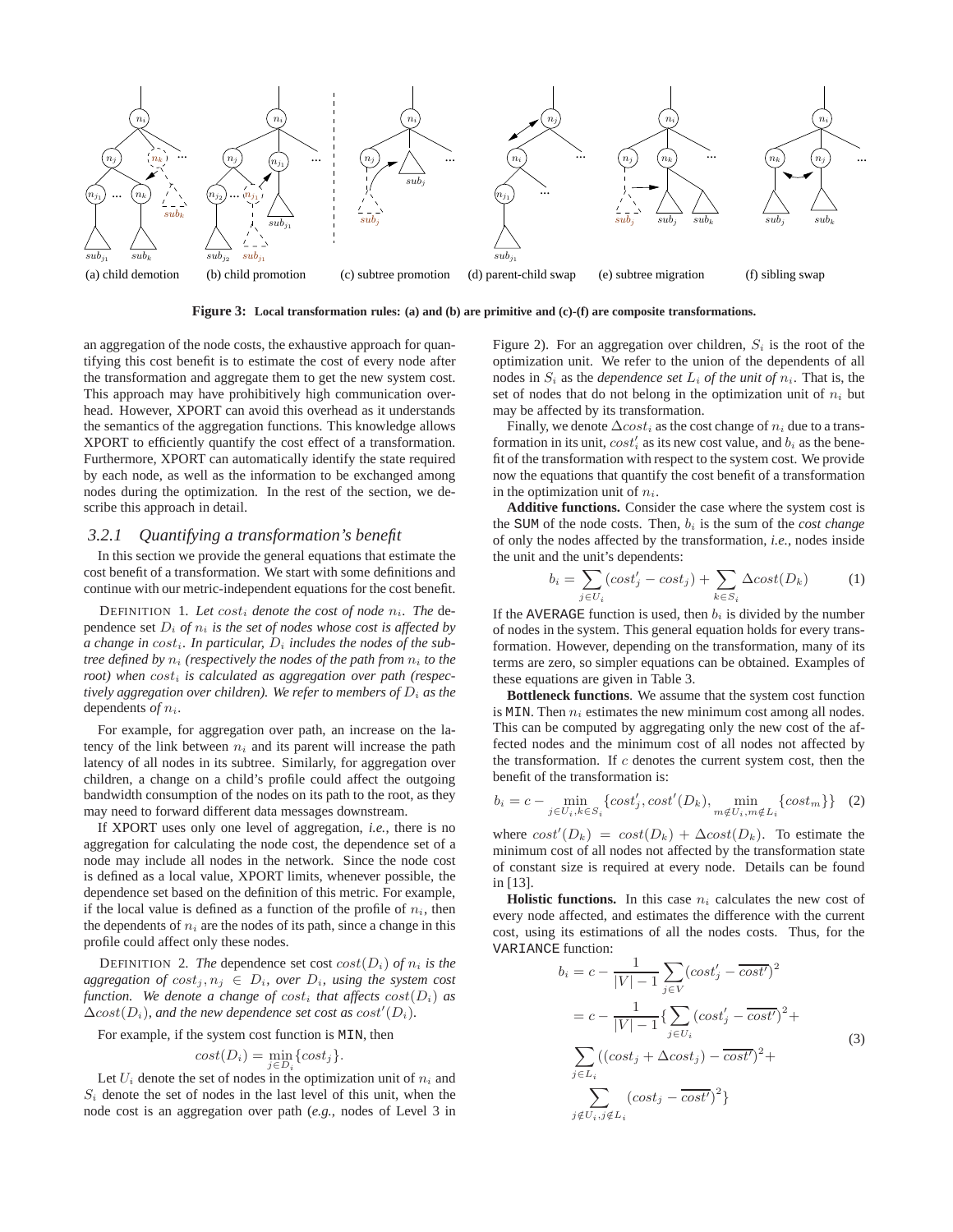(a) child demotion (b) child promotion (c) subtree promotion (d) parent-child swap (e) subtree migration (f) sibling swap

**Figure 3: Local transformation rules: (a) and (b) are primitive and (c)-(f) are composite transformations.**

an aggregation of the node costs, the exhaustive approach for quantifying this cost benefit is to estimate the cost of every node after the transformation and aggregate them to get the new system cost. This approach may have prohibitively high communication overhead. However, XPORT can avoid this overhead as it understands the semantics of the aggregation functions. This knowledge allows XPORT to efficiently quantify the cost effect of a transformation. Furthermore, XPORT can automatically identify the state required by each node, as well as the information to be exchanged among nodes during the optimization. In the rest of the section, we describe this approach in detail.

### 3.2.1 Quantifying a transformation's benefit

In this section we provide the general equations that estimate the cost benefit of a transformation. We start with some definitions and continue with our metric-independent equations for the cost benefit.

DEFINITION 1. *Let $cost_i$ denote the cost of node $n_i$. The* dependence set *$D_i$ of $n_i$ is the set of nodes whose cost is affected by a change in $cost_i$. In particular, $D_i$ includes the nodes of the subtree defined by $n_i$ (respectively the nodes of the path from $n_i$ to the root) when $cost_i$ is calculated as aggregation over path (respectively aggregation over children). We refer to members of $D_i$ as the* dependents *of $n_i$.*

For example, for aggregation over path, an increase on the latency of the link between $n_i$ and its parent will increase the path latency of all nodes in its subtree. Similarly, for aggregation over children, a change on a child's profile could affect the outgoing bandwidth consumption of the nodes on its path to the root, as they may need to forward different data messages downstream.

If XPORT uses only one level of aggregation, *i.e.*, there is no aggregation for calculating the node cost, the dependence set of a node may include all nodes in the network. Since the node cost is defined as a local value, XPORT limits, whenever possible, the dependence set based on the definition of this metric. For example, if the local value is defined as a function of the profile of $n_i$, then the dependents of $n_i$ are the nodes of its path, since a change in this profile could affect only these nodes.

DEFINITION 2. *The* dependence set cost *$cost(D_i)$ of $n_i$ is the aggregation of $cost_j, n_j \in D_i$, over $D_i$, using the system cost function. We denote a change of $cost_i$ that affects $cost(D_i)$ as $\Delta cost(D_i)$, and the new dependence set cost as $cost'(D_i)$.*

For example, if the system cost function is MIN, then

$$cost(D_i) = \min_{j \in D_i}\{cost_j\}.$$

Let $U_i$ denote the set of nodes in the optimization unit of $n_i$ and $S_i$ denote the set of nodes in the last level of this unit, when the node cost is an aggregation over path (*e.g.*, nodes of Level 3 in Figure 2). For an aggregation over children, $S_i$ is the root of the optimization unit. We refer to the union of the dependents of all nodes in $S_i$ as the *dependence set $L_i$ of the unit of* $n_i$. That is, the set of nodes that do not belong in the optimization unit of $n_i$ but may be affected by its transformation.

Finally, we denote $\Delta cost_i$ as the cost change of $n_i$ due to a transformation in its unit, $cost'_i$ as its new cost value, and $b_i$ as the benefit of the transformation with respect to the system cost. We provide now the equations that quantify the cost benefit of a transformation in the optimization unit of $n_i$.

**Additive functions.** Consider the case where the system cost is the SUM of the node costs. Then, $b_i$ is the sum of the *cost change* of only the nodes affected by the transformation, *i.e.*, nodes inside the unit and the unit's dependents:

$$b_i = \sum_{j \in U_i}(cost'_j - cost_j) + \sum_{k \in S_i}\Delta cost(D_k) \tag{1}$$

If the AVERAGE function is used, then $b_i$ is divided by the number of nodes in the system. This general equation holds for every transformation. However, depending on the transformation, many of its terms are zero, so simpler equations can be obtained. Examples of these equations are given in Table 3.

**Bottleneck functions**. We assume that the system cost function is MIN. Then $n_i$ estimates the new minimum cost among all nodes. This can be computed by aggregating only the new cost of the affected nodes and the minimum cost of all nodes not affected by the transformation. If $c$ denotes the current system cost, then the benefit of the transformation is:

$$b_i = c - \min_{j \in U_i, k \in S_i}\{cost'_j, cost'(D_k), \min_{m \notin U_i, m \notin L_i}\{cost_m\}\} \tag{2}$$

where $cost'(D_k) = cost(D_k) + \Delta cost(D_k)$. To estimate the minimum cost of all nodes not affected by the transformation state of constant size is required at every node. Details can be found in [13].

**Holistic functions.** In this case $n_i$ calculates the new cost of every node affected, and estimates the difference with the current cost, using its estimations of all the nodes costs. Thus, for the VARIANCE function:

$$\begin{aligned}
b_i &= c - \frac{1}{|V|-1}\sum_{j \in V}(cost'_j - \overline{cost'})^2 \\
&= c - \frac{1}{|V|-1}\{\sum_{j \in U_i}(cost'_j - \overline{cost'})^2 + \\
&\sum_{j \in L_i}((cost_j + \Delta cost_j) - \overline{cost'})^2 + \\
&\sum_{j \notin U_i, j \notin L_i}(cost_j - \overline{cost'})^2\}
\end{aligned} \tag{3}$$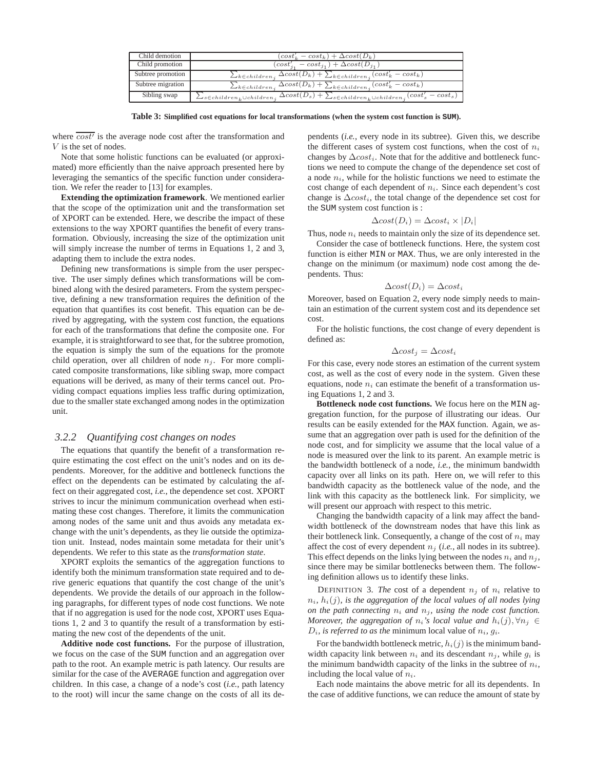| Child demotion | $(cost'_k - cost_k) + \Delta cost(D_k)$ |
|---|---|
| Child promotion | $(cost'_{j_1} - cost_{j_1}) + \Delta cost(D_{j_1})$ |
| Subtree promotion | $\sum_{k \in children_j} \Delta cost(D_k) + \sum_{k \in children_j} (cost'_k - cost_k)$ |
| Subtree migration | $\sum_{k \in children_j} \Delta cost(D_k) + \sum_{k \in children_j} (cost'_k - cost_k)$ |
| Sibling swap | $\sum_{s \in children_k \cup children_j} \Delta cost(D_s) + \sum_{s \in children_k \cup children_j} (cost'_s - cost_s)$ |

**Table 3: Simplified cost equations for local transformations (when the system cost function is SUM).**

where $\overline{cost'}$ is the average node cost after the transformation and $V$ is the set of nodes.

Note that some holistic functions can be evaluated (or approximated) more efficiently than the naive approach presented here by leveraging the semantics of the specific function under consideration. We refer the reader to [13] for examples.

**Extending the optimization framework**. We mentioned earlier that the scope of the optimization unit and the transformation set of XPORT can be extended. Here, we describe the impact of these extensions to the way XPORT quantifies the benefit of every transformation. Obviously, increasing the size of the optimization unit will simply increase the number of terms in Equations 1, 2 and 3, adapting them to include the extra nodes.

Defining new transformations is simple from the user perspective. The user simply defines which transformations will be combined along with the desired parameters. From the system perspective, defining a new transformation requires the definition of the equation that quantifies its cost benefit. This equation can be derived by aggregating, with the system cost function, the equations for each of the transformations that define the composite one. For example, it is straightforward to see that, for the subtree promotion, the equation is simply the sum of the equations for the promote child operation, over all children of node $n_j$. For more complicated composite transformations, like sibling swap, more compact equations will be derived, as many of their terms cancel out. Providing compact equations implies less traffic during optimization, due to the smaller state exchanged among nodes in the optimization unit.

### 3.2.2 Quantifying cost changes on nodes

The equations that quantify the benefit of a transformation require estimating the cost effect on the unit's nodes and on its dependents. Moreover, for the additive and bottleneck functions the effect on the dependents can be estimated by calculating the affect on their aggregated cost, *i.e.*, the dependence set cost. XPORT strives to incur the minimum communication overhead when estimating these cost changes. Therefore, it limits the communication among nodes of the same unit and thus avoids any metadata exchange with the unit's dependents, as they lie outside the optimization unit. Instead, nodes maintain some metadata for their unit's dependents. We refer to this state as the *transformation state*.

XPORT exploits the semantics of the aggregation functions to identify both the minimum transformation state required and to derive generic equations that quantify the cost change of the unit's dependents. We provide the details of our approach in the following paragraphs, for different types of node cost functions. We note that if no aggregation is used for the node cost, XPORT uses Equations 1, 2 and 3 to quantify the result of a transformation by estimating the new cost of the dependents of the unit.

**Additive node cost functions.** For the purpose of illustration, we focus on the case of the SUM function and an aggregation over path to the root. An example metric is path latency. Our results are similar for the case of the AVERAGE function and aggregation over children. In this case, a change of a node's cost (*i.e.*, path latency to the root) will incur the same change on the costs of all its dependents (*i.e.*, every node in its subtree). Given this, we describe the different cases of system cost functions, when the cost of $n_i$ changes by $\Delta cost_i$. Note that for the additive and bottleneck functions we need to compute the change of the dependence set cost of a node $n_i$, while for the holistic functions we need to estimate the cost change of each dependent of $n_i$. Since each dependent's cost change is $\Delta cost_i$, the total change of the dependence set cost for the SUM system cost function is :

$$\Delta cost(D_i) = \Delta cost_i \times |D_i|$$

Thus, node $n_i$ needs to maintain only the size of its dependence set.

Consider the case of bottleneck functions. Here, the system cost function is either MIN or MAX. Thus, we are only interested in the change on the minimum (or maximum) node cost among the dependents. Thus:

$$\Delta cost(D_i) = \Delta cost_i$$

Moreover, based on Equation 2, every node simply needs to maintain an estimation of the current system cost and its dependence set cost.

For the holistic functions, the cost change of every dependent is defined as:

$$\Delta cost_j = \Delta cost_i$$

For this case, every node stores an estimation of the current system cost, as well as the cost of every node in the system. Given these equations, node $n_i$ can estimate the benefit of a transformation using Equations 1, 2 and 3.

**Bottleneck node cost functions.** We focus here on the MIN aggregation function, for the purpose of illustrating our ideas. Our results can be easily extended for the MAX function. Again, we assume that an aggregation over path is used for the definition of the node cost, and for simplicity we assume that the local value of a node is measured over the link to its parent. An example metric is the bandwidth bottleneck of a node, *i.e.*, the minimum bandwidth capacity over all links on its path. Here on, we will refer to this bandwidth capacity as the bottleneck value of the node, and the link with this capacity as the bottleneck link. For simplicity, we will present our approach with respect to this metric.

Changing the bandwidth capacity of a link may affect the bandwidth bottleneck of the downstream nodes that have this link as their bottleneck link. Consequently, a change of the cost of $n_i$ may affect the cost of every dependent $n_j$ (*i.e.*, all nodes in its subtree). This effect depends on the links lying between the nodes $n_i$ and $n_j$, since there may be similar bottlenecks between them. The following definition allows us to identify these links.

DEFINITION 3. *The* cost of a dependent $n_j$ of $n_i$ relative to $n_i$, $h_i(j)$, *is the aggregation of the local values of all nodes lying on the path connecting $n_i$ and $n_j$, using the node cost function. Moreover, the aggregation of $n_i$'s local value and $h_i(j), \forall n_j \in D_i$, is referred to as the* minimum local value of $n_i$, $g_i$.

For the bandwidth bottleneck metric, $h_i(j)$ is the minimum bandwidth capacity link between $n_i$ and its descendant $n_j$, while $g_i$ is the minimum bandwidth capacity of the links in the subtree of $n_i$, including the local value of $n_i$.

Each node maintains the above metric for all its dependents. In the case of additive functions, we can reduce the amount of state by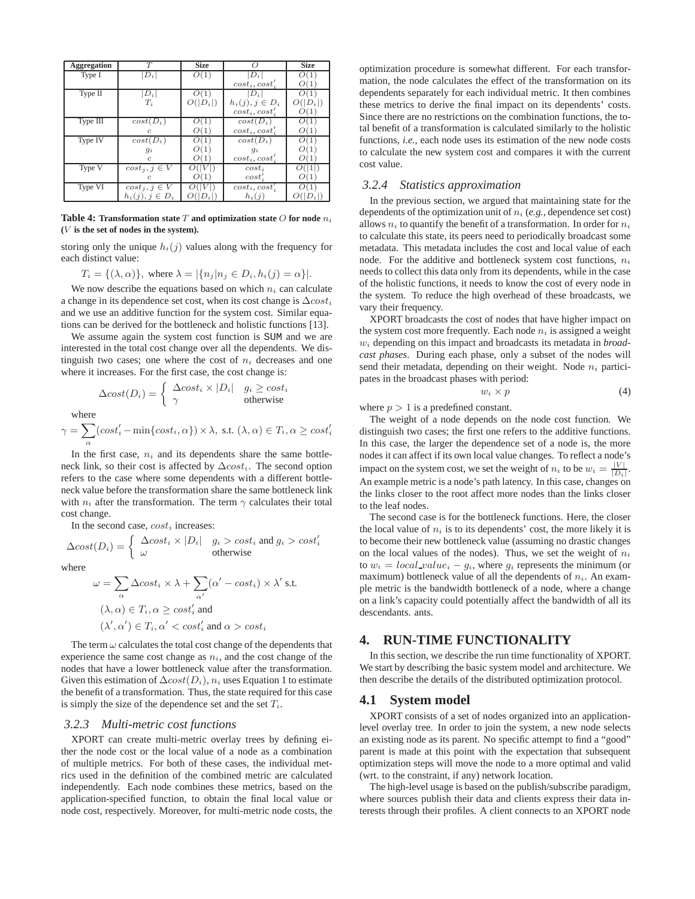| Aggregation | $T$ | Size | $O$ | Size |
|---|---|---|---|---|
| Type I | $\|D_i\|$ | $O(1)$ | $\|D_i\|$ | $O(1)$ |
| | | | $cost_i, cost'_i$ | $O(1)$ |
| Type II | $\|D_i\|$ | $O(1)$ | $\|D_i\|$ | $O(1)$ |
| | $T_i$ | $O(\|D_i\|)$ | $h_i(j), j \in D_i$ | $O(\|D_i\|)$ |
| | | | $cost_i, cost'_i$ | $O(1)$ |
| Type III | $cost(D_i)$ | $O(1)$ | $cost(D_i)$ | $O(1)$ |
| | $c$ | $O(1)$ | $cost_i, cost'_i$ | $O(1)$ |
| Type IV | $cost(D_i)$ | $O(1)$ | $cost(D_i)$ | $O(1)$ |
| | $g_i$ | $O(1)$ | $g_i$ | $O(1)$ |
| | $c$ | $O(1)$ | $cost_i, cost'_i$ | $O(1)$ |
| Type V | $cost_j, j \in V$ | $O(\|V\|)$ | $cost_i$ | $O(\|1\|)$ |
| | $c$ | $O(1)$ | $cost'_i$ | $O(1)$ |
| Type VI | $cost_j, j \in V$ | $O(\|V\|)$ | $cost_i, cost'_i$ | $O(1)$ |
| | $h_i(j), j \in D_i$ | $O(\|D_i\|)$ | $h_i(j)$ | $O(\|D_i\|)$ |

**Table 4: Transformation state $T$ and optimization state $O$ for node $n_i$ ($V$ is the set of nodes in the system).**

storing only the unique $h_i(j)$ values along with the frequency for each distinct value:

$$T_i = \{(\lambda, \alpha)\}, \text{ where } \lambda = |\{n_j | n_j \in D_i, h_i(j) = \alpha\}|.$$

We now describe the equations based on which $n_i$ can calculate a change in its dependence set cost, when its cost change is $\Delta cost_i$ and we use an additive function for the system cost. Similar equations can be derived for the bottleneck and holistic functions [13].

We assume again the system cost function is SUM and we are interested in the total cost change over all the dependents. We distinguish two cases; one where the cost of $n_i$ decreases and one where it increases. For the first case, the cost change is:

$$\Delta cost(D_i) = \begin{cases} \Delta cost_i \times |D_i| & g_i \geq cost_i \\ \gamma & \text{otherwise} \end{cases}$$

where

$$\gamma = \sum_{\alpha} (cost'_i - \min\{cost_i, \alpha\}) \times \lambda, \text{ s.t. } (\lambda, \alpha) \in T_i, \alpha \geq cost'_i$$

In the first case, $n_i$ and its dependents share the same bottleneck link, so their cost is affected by $\Delta cost_i$. The second option refers to the case where some dependents with a different bottleneck value before the transformation share the same bottleneck link with $n_i$ after the transformation. The term $\gamma$ calculates their total cost change.

In the second case, $cost_i$ increases:

$$\Delta cost(D_i) = \begin{cases} \Delta cost_i \times |D_i| & g_i > cost_i \text{ and } g_i > cost'_i \\ \omega & \text{otherwise} \end{cases}$$

where

$$\omega = \sum_{\alpha} \Delta cost_i \times \lambda + \sum_{\alpha'} (\alpha' - cost_i) \times \lambda' \text{ s.t.}$$
$$(\lambda, \alpha) \in T_i, \alpha \geq cost'_i \text{ and}$$
$$(\lambda', \alpha') \in T_i, \alpha' < cost'_i \text{ and } \alpha > cost_i$$

The term $\omega$ calculates the total cost change of the dependents that experience the same cost change as $n_i$, and the cost change of the nodes that have a lower bottleneck value after the transformation. Given this estimation of $\Delta cost(D_i)$, $n_i$ uses Equation 1 to estimate the benefit of a transformation. Thus, the state required for this case is simply the size of the dependence set and the set $T_i$.

### 3.2.3 Multi-metric cost functions

XPORT can create multi-metric overlay trees by defining either the node cost or the local value of a node as a combination of multiple metrics. For both of these cases, the individual metrics used in the definition of the combined metric are calculated independently. Each node combines these metrics, based on the application-specified function, to obtain the final local value or node cost, respectively. Moreover, for multi-metric node costs, the optimization procedure is somewhat different. For each transformation, the node calculates the effect of the transformation on its dependents separately for each individual metric. It then combines these metrics to derive the final impact on its dependents' costs. Since there are no restrictions on the combination functions, the total benefit of a transformation is calculated similarly to the holistic functions, *i.e.*, each node uses its estimation of the new node costs to calculate the new system cost and compares it with the current cost value.

### 3.2.4 Statistics approximation

In the previous section, we argued that maintaining state for the dependents of the optimization unit of $n_i$ (*e.g.*, dependence set cost) allows $n_i$ to quantify the benefit of a transformation. In order for $n_i$ to calculate this state, its peers need to periodically broadcast some metadata. This metadata includes the cost and local value of each node. For the additive and bottleneck system cost functions, $n_i$ needs to collect this data only from its dependents, while in the case of the holistic functions, it needs to know the cost of every node in the system. To reduce the high overhead of these broadcasts, we vary their frequency.

XPORT broadcasts the cost of nodes that have higher impact on the system cost more frequently. Each node $n_i$ is assigned a weight $w_i$ depending on this impact and broadcasts its metadata in *broadcast phases*. During each phase, only a subset of the nodes will send their metadata, depending on their weight. Node $n_i$ participates in the broadcast phases with period:

$$w_i \times p \tag{4}$$

where $p > 1$ is a predefined constant.

The weight of a node depends on the node cost function. We distinguish two cases; the first one refers to the additive functions. In this case, the larger the dependence set of a node is, the more nodes it can affect if its own local value changes. To reflect a node's impact on the system cost, we set the weight of $n_i$ to be $w_i = \frac{|V|}{|D_i|}$. An example metric is a node's path latency. In this case, changes on the links closer to the root affect more nodes than the links closer to the leaf nodes.

The second case is for the bottleneck functions. Here, the closer the local value of $n_i$ is to its dependents' cost, the more likely it is to become their new bottleneck value (assuming no drastic changes on the local values of the nodes). Thus, we set the weight of $n_i$ to $w_i = local\_value_i - g_i$, where $g_i$ represents the minimum (or maximum) bottleneck value of all the dependents of $n_i$. An example metric is the bandwidth bottleneck of a node, where a change on a link's capacity could potentially affect the bandwidth of all its descendants. ants.

## 4. RUN-TIME FUNCTIONALITY

In this section, we describe the run time functionality of XPORT. We start by describing the basic system model and architecture. We then describe the details of the distributed optimization protocol.

## 4.1 System model

XPORT consists of a set of nodes organized into an application-level overlay tree. In order to join the system, a new node selects an existing node as its parent. No specific attempt to find a "good" parent is made at this point with the expectation that subsequent optimization steps will move the node to a more optimal and valid (wrt. to the constraint, if any) network location.

The high-level usage is based on the publish/subscribe paradigm, where sources publish their data and clients express their data interests through their profiles. A client connects to an XPORT node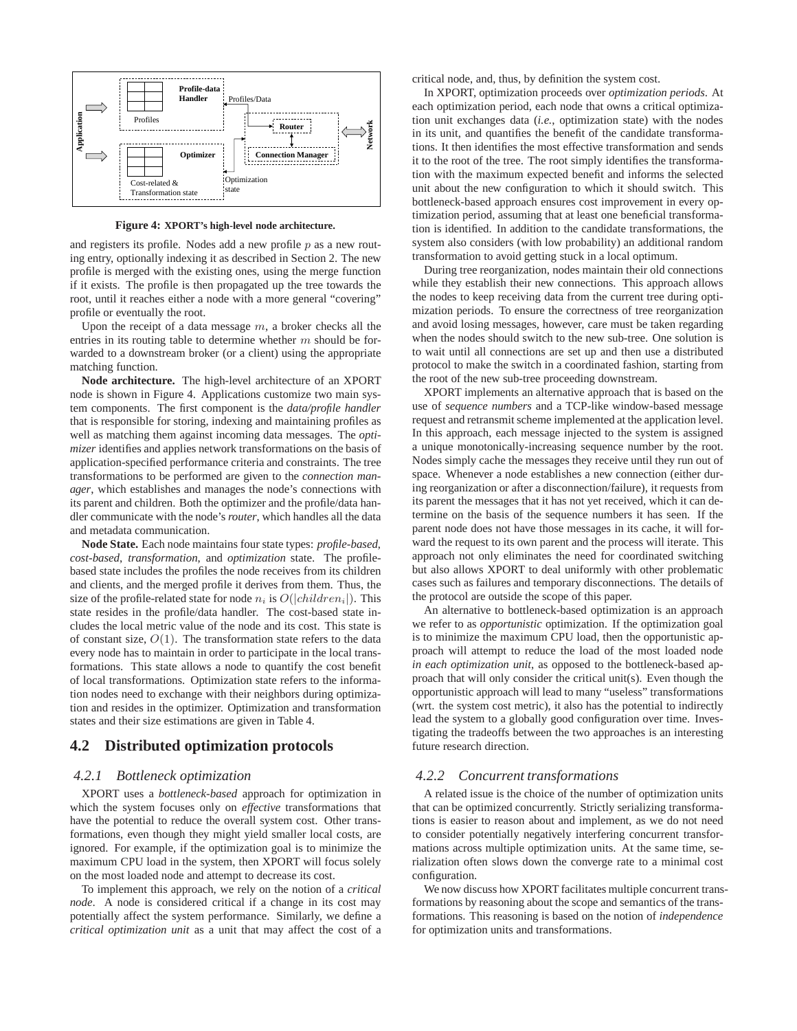Application

Profile-data Handler

Profiles

Profiles/Data

Router

Network

Optimizer

Connection Manager

Cost-related & Transformation state

Optimization state

**Figure 4: XPORT's high-level node architecture.**

and registers its profile. Nodes add a new profile $p$ as a new routing entry, optionally indexing it as described in Section 2. The new profile is merged with the existing ones, using the merge function if it exists. The profile is then propagated up the tree towards the root, until it reaches either a node with a more general "covering" profile or eventually the root.

Upon the receipt of a data message $m$, a broker checks all the entries in its routing table to determine whether $m$ should be forwarded to a downstream broker (or a client) using the appropriate matching function.

**Node architecture.** The high-level architecture of an XPORT node is shown in Figure 4. Applications customize two main system components. The first component is the *data/profile handler* that is responsible for storing, indexing and maintaining profiles as well as matching them against incoming data messages. The *optimizer* identifies and applies network transformations on the basis of application-specified performance criteria and constraints. The tree transformations to be performed are given to the *connection manager*, which establishes and manages the node's connections with its parent and children. Both the optimizer and the profile/data handler communicate with the node's *router*, which handles all the data and metadata communication.

**Node State.** Each node maintains four state types: *profile-based*, *cost-based*, *transformation*, and *optimization* state. The profile-based state includes the profiles the node receives from its children and clients, and the merged profile it derives from them. Thus, the size of the profile-related state for node $n_i$ is $O(|children_i|)$. This state resides in the profile/data handler. The cost-based state includes the local metric value of the node and its cost. This state is of constant size, $O(1)$. The transformation state refers to the data every node has to maintain in order to participate in the local transformations. This state allows a node to quantify the cost benefit of local transformations. Optimization state refers to the information nodes need to exchange with their neighbors during optimization and resides in the optimizer. Optimization and transformation states and their size estimations are given in Table 4.

## 4.2 Distributed optimization protocols

### 4.2.1 Bottleneck optimization

XPORT uses a *bottleneck-based* approach for optimization in which the system focuses only on *effective* transformations that have the potential to reduce the overall system cost. Other transformations, even though they might yield smaller local costs, are ignored. For example, if the optimization goal is to minimize the maximum CPU load in the system, then XPORT will focus solely on the most loaded node and attempt to decrease its cost.

To implement this approach, we rely on the notion of a *critical node*. A node is considered critical if a change in its cost may potentially affect the system performance. Similarly, we define a *critical optimization unit* as a unit that may affect the cost of a critical node, and, thus, by definition the system cost.

In XPORT, optimization proceeds over *optimization periods*. At each optimization period, each node that owns a critical optimization unit exchanges data (*i.e.*, optimization state) with the nodes in its unit, and quantifies the benefit of the candidate transformations. It then identifies the most effective transformation and sends it to the root of the tree. The root simply identifies the transformation with the maximum expected benefit and informs the selected unit about the new configuration to which it should switch. This bottleneck-based approach ensures cost improvement in every optimization period, assuming that at least one beneficial transformation is identified. In addition to the candidate transformations, the system also considers (with low probability) an additional random transformation to avoid getting stuck in a local optimum.

During tree reorganization, nodes maintain their old connections while they establish their new connections. This approach allows the nodes to keep receiving data from the current tree during optimization periods. To ensure the correctness of tree reorganization and avoid losing messages, however, care must be taken regarding when the nodes should switch to the new sub-tree. One solution is to wait until all connections are set up and then use a distributed protocol to make the switch in a coordinated fashion, starting from the root of the new sub-tree proceeding downstream.

XPORT implements an alternative approach that is based on the use of *sequence numbers* and a TCP-like window-based message request and retransmit scheme implemented at the application level. In this approach, each message injected to the system is assigned a unique monotonically-increasing sequence number by the root. Nodes simply cache the messages they receive until they run out of space. Whenever a node establishes a new connection (either during reorganization or after a disconnection/failure), it requests from its parent the messages that it has not yet received, which it can determine on the basis of the sequence numbers it has seen. If the parent node does not have those messages in its cache, it will forward the request to its own parent and the process will iterate. This approach not only eliminates the need for coordinated switching but also allows XPORT to deal uniformly with other problematic cases such as failures and temporary disconnections. The details of the protocol are outside the scope of this paper.

An alternative to bottleneck-based optimization is an approach we refer to as *opportunistic* optimization. If the optimization goal is to minimize the maximum CPU load, then the opportunistic approach will attempt to reduce the load of the most loaded node *in each optimization unit*, as opposed to the bottleneck-based approach that will only consider the critical unit(s). Even though the opportunistic approach will lead to many "useless" transformations (wrt. the system cost metric), it also has the potential to indirectly lead the system to a globally good configuration over time. Investigating the tradeoffs between the two approaches is an interesting future research direction.

### 4.2.2 Concurrent transformations

A related issue is the choice of the number of optimization units that can be optimized concurrently. Strictly serializing transformations is easier to reason about and implement, as we do not need to consider potentially negatively interfering concurrent transformations across multiple optimization units. At the same time, serialization often slows down the converge rate to a minimal cost configuration.

We now discuss how XPORT facilitates multiple concurrent transformations by reasoning about the scope and semantics of the transformations. This reasoning is based on the notion of *independence* for optimization units and transformations.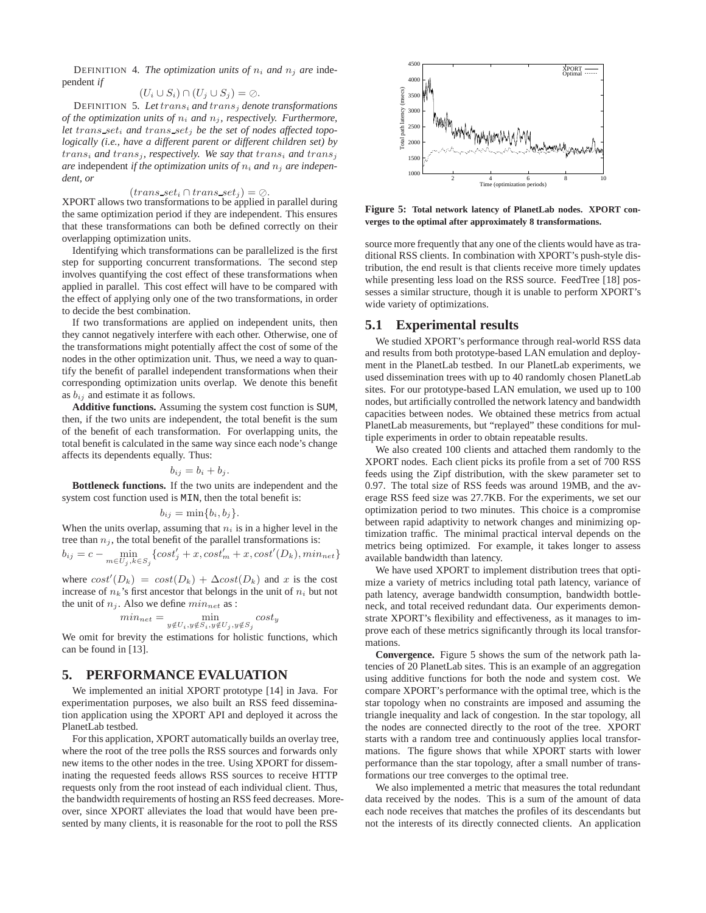DEFINITION 4. *The optimization units of $n_i$ and $n_j$ are* independent *if*

$$(U_i \cup S_i) \cap (U_j \cup S_j) = \emptyset.$$

DEFINITION 5. *Let $trans_i$ and $trans_j$ denote transformations of the optimization units of $n_i$ and $n_j$, respectively. Furthermore, let $trans\_set_i$ and $trans\_set_j$ be the set of nodes affected topologically (i.e., have a different parent or different children set) by $trans_i$ and $trans_j$, respectively. We say that $trans_i$ and $trans_j$ are* independent *if the optimization units of $n_i$ and $n_j$ are independent, or*

$$(trans\_set_i \cap trans\_set_j) = \emptyset.$$

XPORT allows two transformations to be applied in parallel during the same optimization period if they are independent. This ensures that these transformations can both be defined correctly on their overlapping optimization units.

Identifying which transformations can be parallelized is the first step for supporting concurrent transformations. The second step involves quantifying the cost effect of these transformations when applied in parallel. This cost effect will have to be compared with the effect of applying only one of the two transformations, in order to decide the best combination.

If two transformations are applied on independent units, then they cannot negatively interfere with each other. Otherwise, one of the transformations might potentially affect the cost of some of the nodes in the other optimization unit. Thus, we need a way to quantify the benefit of parallel independent transformations when their corresponding optimization units overlap. We denote this benefit as $b_{ij}$ and estimate it as follows.

**Additive functions.** Assuming the system cost function is SUM, then, if the two units are independent, the total benefit is the sum of the benefit of each transformation. For overlapping units, the total benefit is calculated in the same way since each node's change affects its dependents equally. Thus:

$$b_{ij} = b_i + b_j.$$

**Bottleneck functions.** If the two units are independent and the system cost function used is MIN, then the total benefit is:

$$b_{ij} = \min\{b_i, b_j\}.$$

When the units overlap, assuming that $n_i$ is in a higher level in the tree than $n_j$, the total benefit of the parallel transformations is:

$$b_{ij} = c - \min_{m \in U_j, k \in S_j} \{cost'_j + x, cost'_m + x, cost'(D_k), min_{net}\}$$

where $cost'(D_k) = cost(D_k) + \Delta cost(D_k)$ and $x$ is the cost increase of $n_k$'s first ancestor that belongs in the unit of $n_i$ but not the unit of $n_j$. Also we define $min_{net}$ as :

$$min_{net} = \min_{y \notin U_i, y \notin S_i, y \notin U_j, y \notin S_j} cost_y$$

We omit for brevity the estimations for holistic functions, which can be found in [13].

# 5. PERFORMANCE EVALUATION

We implemented an initial XPORT prototype [14] in Java. For experimentation purposes, we also built an RSS feed dissemination application using the XPORT API and deployed it across the PlanetLab testbed.

For this application, XPORT automatically builds an overlay tree, where the root of the tree polls the RSS sources and forwards only new items to the other nodes in the tree. Using XPORT for disseminating the requested feeds allows RSS sources to receive HTTP requests only from the root instead of each individual client. Thus, the bandwidth requirements of hosting an RSS feed decreases. Moreover, since XPORT alleviates the load that would have been presented by many clients, it is reasonable for the root to poll the RSS source more frequently that any one of the clients would have as traditional RSS clients. In combination with XPORT's push-style distribution, the end result is that clients receive more timely updates while presenting less load on the RSS source. FeedTree [18] possesses a similar structure, though it is unable to perform XPORT's wide variety of optimizations.

**Figure 5: Total network latency of PlanetLab nodes. XPORT converges to the optimal after approximately 8 transformations.**

## 5.1 Experimental results

We studied XPORT's performance through real-world RSS data and results from both prototype-based LAN emulation and deployment in the PlanetLab testbed. In our PlanetLab experiments, we used dissemination trees with up to 40 randomly chosen PlanetLab sites. For our prototype-based LAN emulation, we used up to 100 nodes, but artificially controlled the network latency and bandwidth capacities between nodes. We obtained these metrics from actual PlanetLab measurements, but "replayed" these conditions for multiple experiments in order to obtain repeatable results.

We also created 100 clients and attached them randomly to the XPORT nodes. Each client picks its profile from a set of 700 RSS feeds using the Zipf distribution, with the skew parameter set to 0.97. The total size of RSS feeds was around 19MB, and the average RSS feed size was 27.7KB. For the experiments, we set our optimization period to two minutes. This choice is a compromise between rapid adaptivity to network changes and minimizing optimization traffic. The minimal practical interval depends on the metrics being optimized. For example, it takes longer to assess available bandwidth than latency.

We have used XPORT to implement distribution trees that optimize a variety of metrics including total path latency, variance of path latency, average bandwidth consumption, bandwidth bottleneck, and total received redundant data. Our experiments demonstrate XPORT's flexibility and effectiveness, as it manages to improve each of these metrics significantly through its local transformations.

**Convergence.** Figure 5 shows the sum of the network path latencies of 20 PlanetLab sites. This is an example of an aggregation using additive functions for both the node and system cost. We compare XPORT's performance with the optimal tree, which is the star topology when no constraints are imposed and assuming the triangle inequality and lack of congestion. In the star topology, all the nodes are connected directly to the root of the tree. XPORT starts with a random tree and continuously applies local transformations. The figure shows that while XPORT starts with lower performance than the star topology, after a small number of transformations our tree converges to the optimal tree.

We also implemented a metric that measures the total redundant data received by the nodes. This is a sum of the amount of data each node receives that matches the profiles of its descendants but not the interests of its directly connected clients. An application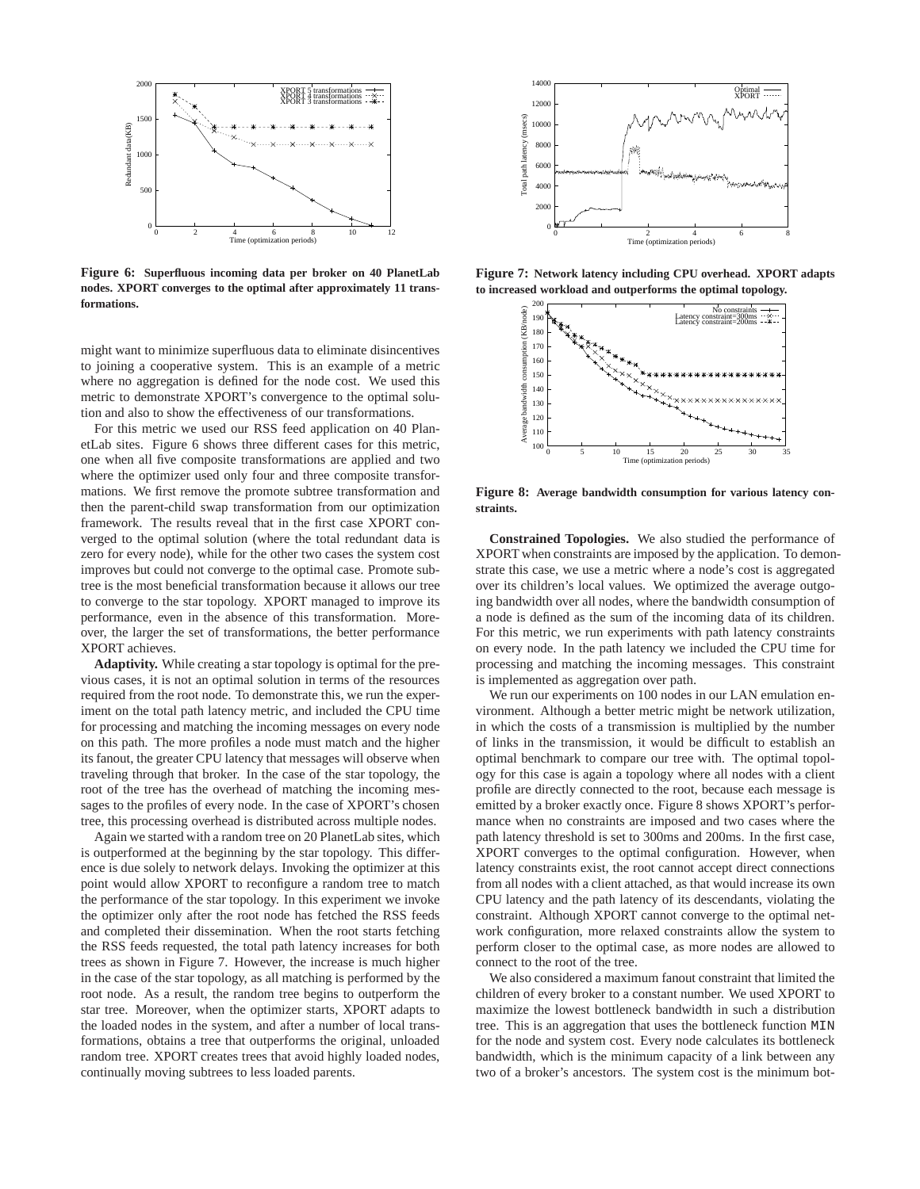2000

1500

1000

500

0

Redundant data(KB)

0 2 4 6 8 10 12

Time (optimization periods)

XPORT 5 transformations
XPORT 4 transformations
XPORT 3 transformations

**Figure 6: Superfluous incoming data per broker on 40 PlanetLab nodes. XPORT converges to the optimal after approximately 11 transformations.**

might want to minimize superfluous data to eliminate disincentives to joining a cooperative system. This is an example of a metric where no aggregation is defined for the node cost. We used this metric to demonstrate XPORT's convergence to the optimal solution and also to show the effectiveness of our transformations.

For this metric we used our RSS feed application on 40 PlanetLab sites. Figure 6 shows three different cases for this metric, one when all five composite transformations are applied and two where the optimizer used only four and three composite transformations. We first remove the promote subtree transformation and then the parent-child swap transformation from our optimization framework. The results reveal that in the first case XPORT converged to the optimal solution (where the total redundant data is zero for every node), while for the other two cases the system cost improves but could not converge to the optimal case. Promote subtree is the most beneficial transformation because it allows our tree to converge to the star topology. XPORT managed to improve its performance, even in the absence of this transformation. Moreover, the larger the set of transformations, the better performance XPORT achieves.

**Adaptivity.** While creating a star topology is optimal for the previous cases, it is not an optimal solution in terms of the resources required from the root node. To demonstrate this, we run the experiment on the total path latency metric, and included the CPU time for processing and matching the incoming messages on every node on this path. The more profiles a node must match and the higher its fanout, the greater CPU latency that messages will observe when traveling through that broker. In the case of the star topology, the root of the tree has the overhead of matching the incoming messages to the profiles of every node. In the case of XPORT's chosen tree, this processing overhead is distributed across multiple nodes.

Again we started with a random tree on 20 PlanetLab sites, which is outperformed at the beginning by the star topology. This difference is due solely to network delays. Invoking the optimizer at this point would allow XPORT to reconfigure a random tree to match the performance of the star topology. In this experiment we invoke the optimizer only after the root node has fetched the RSS feeds and completed their dissemination. When the root starts fetching the RSS feeds requested, the total path latency increases for both trees as shown in Figure 7. However, the increase is much higher in the case of the star topology, as all matching is performed by the root node. As a result, the random tree begins to outperform the star tree. Moreover, when the optimizer starts, XPORT adapts to the loaded nodes in the system, and after a number of local transformations, obtains a tree that outperforms the original, unloaded random tree. XPORT creates trees that avoid highly loaded nodes, continually moving subtrees to less loaded parents.

14000

12000

10000

8000

6000

4000

2000

0

Total path latency (msecs)

0 2 4 6 8

Time (optimization periods)

Optimal
XPORT

**Figure 7: Network latency including CPU overhead. XPORT adapts to increased workload and outperforms the optimal topology.**

200

190

180

170

160

150

140

130

120

110

100

Average bandwidth consumption (KB/node)

0 5 10 15 20 25 30 35

Time (optimization periods)

No constraints
Latency constraint=300ms
Latency constraint=200ms

**Figure 8: Average bandwidth consumption for various latency constraints.**

**Constrained Topologies.** We also studied the performance of XPORT when constraints are imposed by the application. To demonstrate this case, we use a metric where a node's cost is aggregated over its children's local values. We optimized the average outgoing bandwidth over all nodes, where the bandwidth consumption of a node is defined as the sum of the incoming data of its children. For this metric, we run experiments with path latency constraints on every node. In the path latency we included the CPU time for processing and matching the incoming messages. This constraint is implemented as aggregation over path.

We run our experiments on 100 nodes in our LAN emulation environment. Although a better metric might be network utilization, in which the costs of a transmission is multiplied by the number of links in the transmission, it would be difficult to establish an optimal benchmark to compare our tree with. The optimal topology for this case is again a topology where all nodes with a client profile are directly connected to the root, because each message is emitted by a broker exactly once. Figure 8 shows XPORT's performance when no constraints are imposed and two cases where the path latency threshold is set to 300ms and 200ms. In the first case, XPORT converges to the optimal configuration. However, when latency constraints exist, the root cannot accept direct connections from all nodes with a client attached, as that would increase its own CPU latency and the path latency of its descendants, violating the constraint. Although XPORT cannot converge to the optimal network configuration, more relaxed constraints allow the system to perform closer to the optimal case, as more nodes are allowed to connect to the root of the tree.

We also considered a maximum fanout constraint that limited the children of every broker to a constant number. We used XPORT to maximize the lowest bottleneck bandwidth in such a distribution tree. This is an aggregation that uses the bottleneck function `MIN` for the node and system cost. Every node calculates its bottleneck bandwidth, which is the minimum capacity of a link between any two of a broker's ancestors. The system cost is the minimum bot-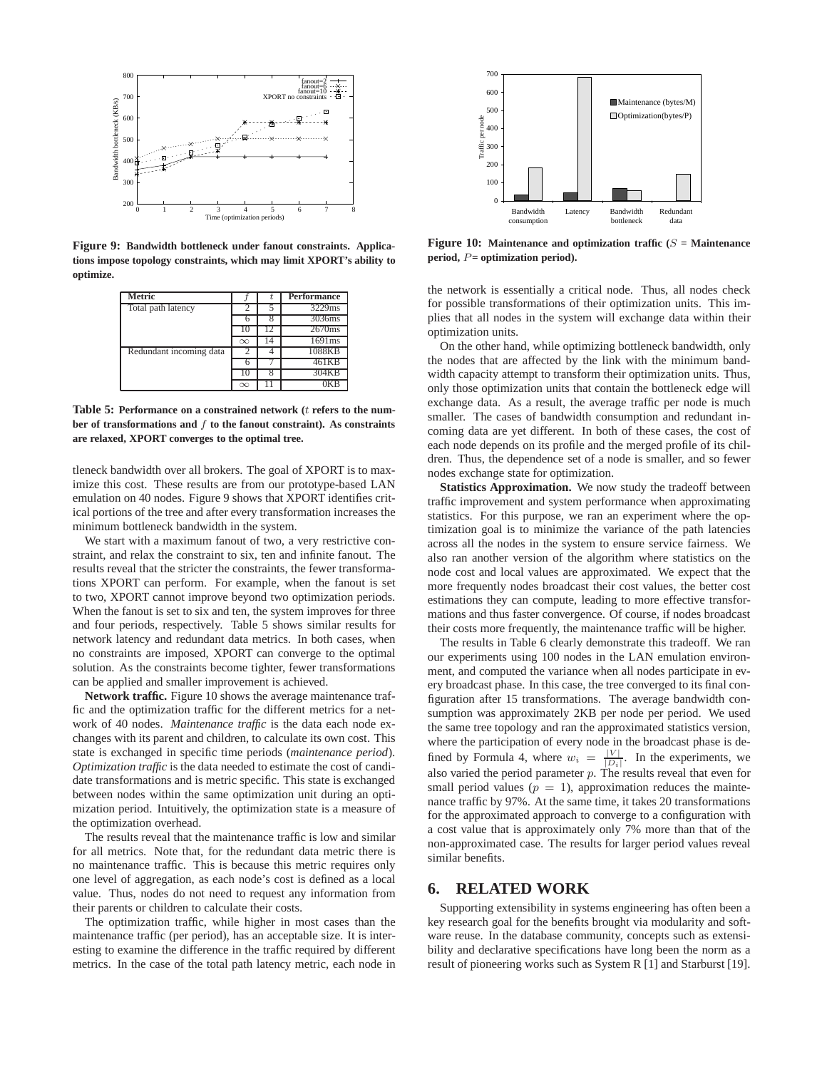800
700
600
500
400
300
200
Bandwidth bottleneck (KBs)
0 1 2 3 4 5 6 7 8
Time (optimization periods)
fanout=2
fanout=6
fanout=10
XPORT no constraints

**Figure 9: Bandwidth bottleneck under fanout constraints. Applications impose topology constraints, which may limit XPORT's ability to optimize.**

| Metric | $f$ | $t$ | Performance |
|---|---|---|---|
| Total path latency | 2 | 5 | 3229ms |
| | 6 | 8 | 3036ms |
| | 10 | 12 | 2670ms |
| | $\infty$ | 14 | 1691ms |
| Redundant incoming data | 2 | 4 | 1088KB |
| | 6 | 7 | 461KB |
| | 10 | 8 | 304KB |
| | $\infty$ | 11 | 0KB |

**Table 5: Performance on a constrained network ($t$ refers to the number of transformations and $f$ to the fanout constraint). As constraints are relaxed, XPORT converges to the optimal tree.**

tleneck bandwidth over all brokers. The goal of XPORT is to maximize this cost. These results are from our prototype-based LAN emulation on 40 nodes. Figure 9 shows that XPORT identifies critical portions of the tree and after every transformation increases the minimum bottleneck bandwidth in the system.

We start with a maximum fanout of two, a very restrictive constraint, and relax the constraint to six, ten and infinite fanout. The results reveal that the stricter the constraints, the fewer transformations XPORT can perform. For example, when the fanout is set to two, XPORT cannot improve beyond two optimization periods. When the fanout is set to six and ten, the system improves for three and four periods, respectively. Table 5 shows similar results for network latency and redundant data metrics. In both cases, when no constraints are imposed, XPORT can converge to the optimal solution. As the constraints become tighter, fewer transformations can be applied and smaller improvement is achieved.

**Network traffic.** Figure 10 shows the average maintenance traffic and the optimization traffic for the different metrics for a network of 40 nodes. *Maintenance traffic* is the data each node exchanges with its parent and children, to calculate its own cost. This state is exchanged in specific time periods (*maintenance period*). *Optimization traffic* is the data needed to estimate the cost of candidate transformations and is metric specific. This state is exchanged between nodes within the same optimization unit during an optimization period. Intuitively, the optimization state is a measure of the optimization overhead.

The results reveal that the maintenance traffic is low and similar for all metrics. Note that, for the redundant data metric there is no maintenance traffic. This is because this metric requires only one level of aggregation, as each node's cost is defined as a local value. Thus, nodes do not need to request any information from their parents or children to calculate their costs.

The optimization traffic, while higher in most cases than the maintenance traffic (per period), has an acceptable size. It is interesting to examine the difference in the traffic required by different metrics. In the case of the total path latency metric, each node in

700
600
500
400
300
200
100
0
Traffic per node
Maintenance (bytes/M)
Optimization(bytes/P)
Bandwidth consumption
Latency
Bandwidth bottleneck
Redundant data

**Figure 10: Maintenance and optimization traffic ($S$ = Maintenance period, $P$= optimization period).**

the network is essentially a critical node. Thus, all nodes check for possible transformations of their optimization units. This implies that all nodes in the system will exchange data within their optimization units.

On the other hand, while optimizing bottleneck bandwidth, only the nodes that are affected by the link with the minimum bandwidth capacity attempt to transform their optimization units. Thus, only those optimization units that contain the bottleneck edge will exchange data. As a result, the average traffic per node is much smaller. The cases of bandwidth consumption and redundant incoming data are yet different. In both of these cases, the cost of each node depends on its profile and the merged profile of its children. Thus, the dependence set of a node is smaller, and so fewer nodes exchange state for optimization.

**Statistics Approximation.** We now study the tradeoff between traffic improvement and system performance when approximating statistics. For this purpose, we ran an experiment where the optimization goal is to minimize the variance of the path latencies across all the nodes in the system to ensure service fairness. We also ran another version of the algorithm where statistics on the node cost and local values are approximated. We expect that the more frequently nodes broadcast their cost values, the better cost estimations they can compute, leading to more effective transformations and thus faster convergence. Of course, if nodes broadcast their costs more frequently, the maintenance traffic will be higher.

The results in Table 6 clearly demonstrate this tradeoff. We ran our experiments using 100 nodes in the LAN emulation environment, and computed the variance when all nodes participate in every broadcast phase. In this case, the tree converged to its final configuration after 15 transformations. The average bandwidth consumption was approximately 2KB per node per period. We used the same tree topology and ran the approximated statistics version, where the participation of every node in the broadcast phase is defined by Formula 4, where $w_i = \frac{|V|}{|D_i|}$. In the experiments, we also varied the period parameter $p$. The results reveal that even for small period values ($p = 1$), approximation reduces the maintenance traffic by 97%. At the same time, it takes 20 transformations for the approximated approach to converge to a configuration with a cost value that is approximately only 7% more than that of the non-approximated case. The results for larger period values reveal similar benefits.

## 6. RELATED WORK

Supporting extensibility in systems engineering has often been a key research goal for the benefits brought via modularity and software reuse. In the database community, concepts such as extensibility and declarative specifications have long been the norm as a result of pioneering works such as System R [1] and Starburst [19].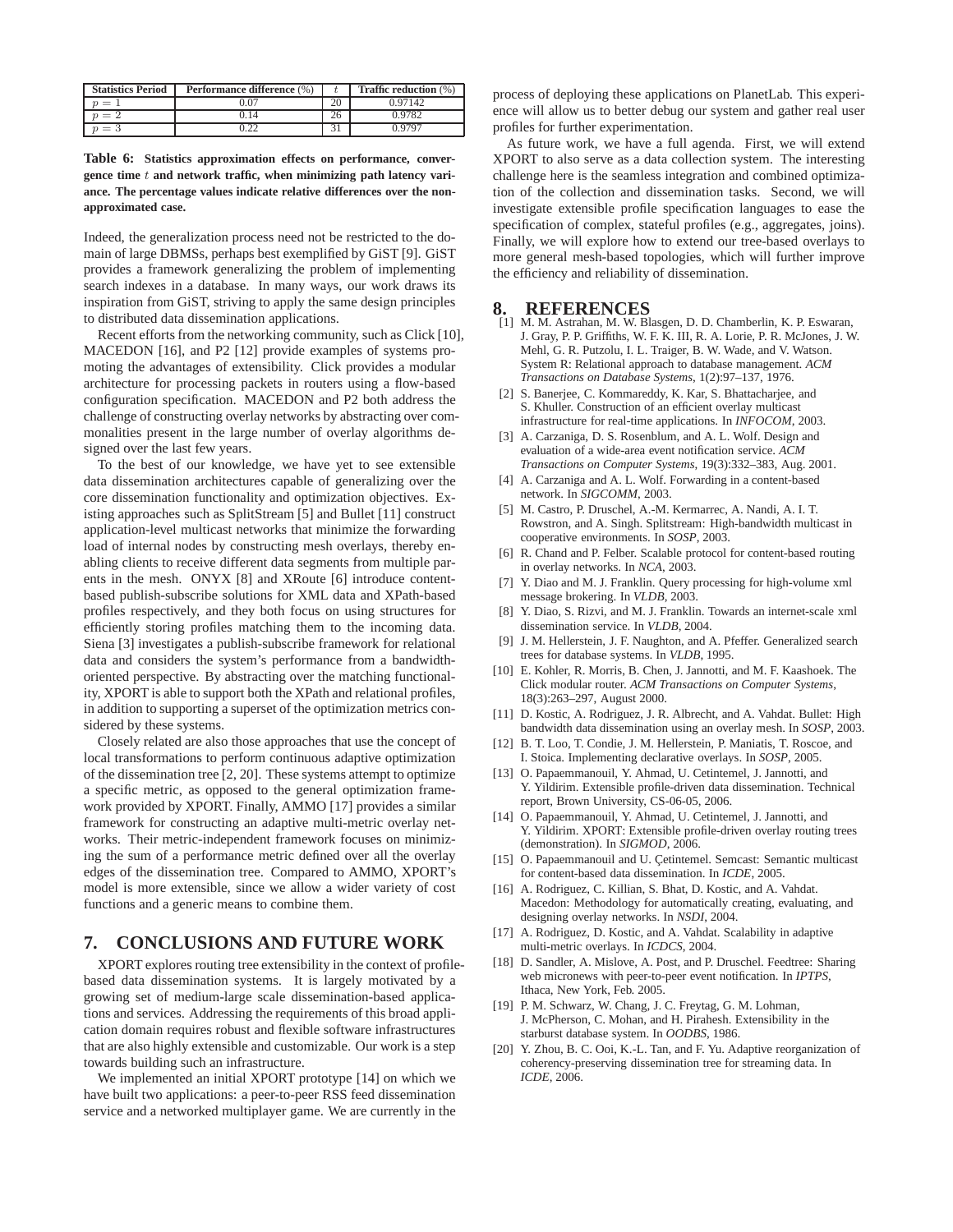| Statistics Period | Performance difference (%) | $t$ | Traffic reduction (%) |
|---|---|---|---|
| $p = 1$ | 0.07 | 20 | 0.97142 |
| $p = 2$ | 0.14 | 26 | 0.9782 |
| $p = 3$ | 0.22 | 31 | 0.9797 |

**Table 6: Statistics approximation effects on performance, convergence time $t$ and network traffic, when minimizing path latency variance. The percentage values indicate relative differences over the non-approximated case.**

Indeed, the generalization process need not be restricted to the domain of large DBMSs, perhaps best exemplified by GiST [9]. GiST provides a framework generalizing the problem of implementing search indexes in a database. In many ways, our work draws its inspiration from GiST, striving to apply the same design principles to distributed data dissemination applications.

Recent efforts from the networking community, such as Click [10], MACEDON [16], and P2 [12] provide examples of systems promoting the advantages of extensibility. Click provides a modular architecture for processing packets in routers using a flow-based configuration specification. MACEDON and P2 both address the challenge of constructing overlay networks by abstracting over commonalities present in the large number of overlay algorithms designed over the last few years.

To the best of our knowledge, we have yet to see extensible data dissemination architectures capable of generalizing over the core dissemination functionality and optimization objectives. Existing approaches such as SplitStream [5] and Bullet [11] construct application-level multicast networks that minimize the forwarding load of internal nodes by constructing mesh overlays, thereby enabling clients to receive different data segments from multiple parents in the mesh. ONYX [8] and XRoute [6] introduce content-based publish-subscribe solutions for XML data and XPath-based profiles respectively, and they both focus on using structures for efficiently storing profiles matching them to the incoming data. Siena [3] investigates a publish-subscribe framework for relational data and considers the system's performance from a bandwidth-oriented perspective. By abstracting over the matching functionality, XPORT is able to support both the XPath and relational profiles, in addition to supporting a superset of the optimization metrics considered by these systems.

Closely related are also those approaches that use the concept of local transformations to perform continuous adaptive optimization of the dissemination tree [2, 20]. These systems attempt to optimize a specific metric, as opposed to the general optimization framework provided by XPORT. Finally, AMMO [17] provides a similar framework for constructing an adaptive multi-metric overlay networks. Their metric-independent framework focuses on minimizing the sum of a performance metric defined over all the overlay edges of the dissemination tree. Compared to AMMO, XPORT's model is more extensible, since we allow a wider variety of cost functions and a generic means to combine them.

## 7. CONCLUSIONS AND FUTURE WORK

XPORT explores routing tree extensibility in the context of profile-based data dissemination systems. It is largely motivated by a growing set of medium-large scale dissemination-based applications and services. Addressing the requirements of this broad application domain requires robust and flexible software infrastructures that are also highly extensible and customizable. Our work is a step towards building such an infrastructure.

We implemented an initial XPORT prototype [14] on which we have built two applications: a peer-to-peer RSS feed dissemination service and a networked multiplayer game. We are currently in the process of deploying these applications on PlanetLab. This experience will allow us to better debug our system and gather real user profiles for further experimentation.

As future work, we have a full agenda. First, we will extend XPORT to also serve as a data collection system. The interesting challenge here is the seamless integration and combined optimization of the collection and dissemination tasks. Second, we will investigate extensible profile specification languages to ease the specification of complex, stateful profiles (e.g., aggregates, joins). Finally, we will explore how to extend our tree-based overlays to more general mesh-based topologies, which will further improve the efficiency and reliability of dissemination.

## 8. REFERENCES

[1] M. M. Astrahan, M. W. Blasgen, D. D. Chamberlin, K. P. Eswaran, J. Gray, P. P. Griffiths, W. F. K. III, R. A. Lorie, P. R. McJones, J. W. Mehl, G. R. Putzolu, I. L. Traiger, B. W. Wade, and V. Watson. System R: Relational approach to database management. *ACM Transactions on Database Systems*, 1(2):97–137, 1976.

[2] S. Banerjee, C. Kommareddy, K. Kar, S. Bhattacharjee, and S. Khuller. Construction of an efficient overlay multicast infrastructure for real-time applications. In *INFOCOM*, 2003.

[3] A. Carzaniga, D. S. Rosenblum, and A. L. Wolf. Design and evaluation of a wide-area event notification service. *ACM Transactions on Computer Systems*, 19(3):332–383, Aug. 2001.

[4] A. Carzaniga and A. L. Wolf. Forwarding in a content-based network. In *SIGCOMM*, 2003.

[5] M. Castro, P. Druschel, A.-M. Kermarrec, A. Nandi, A. I. T. Rowstron, and A. Singh. Splitstream: High-bandwidth multicast in cooperative environments. In *SOSP*, 2003.

[6] R. Chand and P. Felber. Scalable protocol for content-based routing in overlay networks. In *NCA*, 2003.

[7] Y. Diao and M. J. Franklin. Query processing for high-volume xml message brokering. In *VLDB*, 2003.

[8] Y. Diao, S. Rizvi, and M. J. Franklin. Towards an internet-scale xml dissemination service. In *VLDB*, 2004.

[9] J. M. Hellerstein, J. F. Naughton, and A. Pfeffer. Generalized search trees for database systems. In *VLDB*, 1995.

[10] E. Kohler, R. Morris, B. Chen, J. Jannotti, and M. F. Kaashoek. The Click modular router. *ACM Transactions on Computer Systems*, 18(3):263–297, August 2000.

[11] D. Kostic, A. Rodriguez, J. R. Albrecht, and A. Vahdat. Bullet: High bandwidth data dissemination using an overlay mesh. In *SOSP*, 2003.

[12] B. T. Loo, T. Condie, J. M. Hellerstein, P. Maniatis, T. Roscoe, and I. Stoica. Implementing declarative overlays. In *SOSP*, 2005.

[13] O. Papaemmanouil, Y. Ahmad, U. Cetintemel, J. Jannotti, and Y. Yildirim. Extensible profile-driven data dissemination. Technical report, Brown University, CS-06-05, 2006.

[14] O. Papaemmanouil, Y. Ahmad, U. Cetintemel, J. Jannotti, and Y. Yildirim. XPORT: Extensible profile-driven overlay routing trees (demonstration). In *SIGMOD*, 2006.

[15] O. Papaemmanouil and U. Çetintemel. Semcast: Semantic multicast for content-based data dissemination. In *ICDE*, 2005.

[16] A. Rodriguez, C. Killian, S. Bhat, D. Kostic, and A. Vahdat. Macedon: Methodology for automatically creating, evaluating, and designing overlay networks. In *NSDI*, 2004.

[17] A. Rodriguez, D. Kostic, and A. Vahdat. Scalability in adaptive multi-metric overlays. In *ICDCS*, 2004.

[18] D. Sandler, A. Mislove, A. Post, and P. Druschel. Feedtree: Sharing web micronews with peer-to-peer event notification. In *IPTPS*, Ithaca, New York, Feb. 2005.

[19] P. M. Schwarz, W. Chang, J. C. Freytag, G. M. Lohman, J. McPherson, C. Mohan, and H. Pirahesh. Extensibility in the starburst database system. In *OODBS*, 1986.

[20] Y. Zhou, B. C. Ooi, K.-L. Tan, and F. Yu. Adaptive reorganization of coherency-preserving dissemination tree for streaming data. In *ICDE*, 2006.